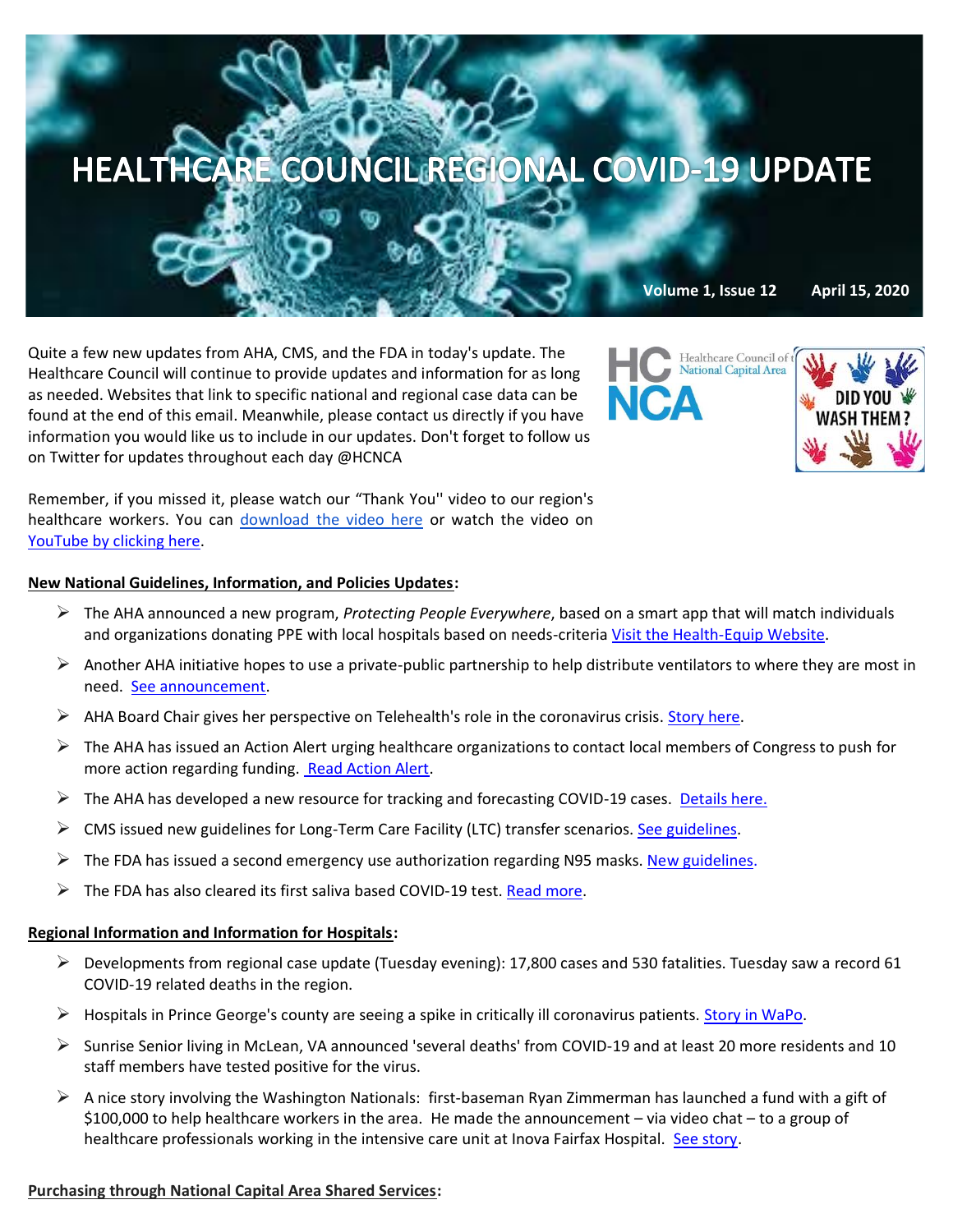# HEALTHCARE COUNCIL REGIONAL COVID-19 UPDATE

**Volume 1, Issue 12 April 15, 2020**

Quite a few new updates from AHA, CMS, and the FDA in today's update. The Healthcare Council will continue to provide updates and information for as long as needed. Websites that link to specific national and regional case data can be found at the end of this email. Meanwhile, please contact us directly if you have information you would like us to include in our updates. Don't forget to follow us on Twitter for updates throughout each day @HCNCA

Remember, if you missed it, please watch our "Thank You" video to our region's healthcare workers. You can download the video here or watch the video on YouTube by clicking here.

**New National Guidelines, Information, and Policies Updates:**

- The AHA announced a new program, *Protecting People Everywhere*, based on a smart app that will match individuals and organizations donating PPE with local hospitals based on needs-criteria Visit the Health-Equip Website.
- Another AHA initiative hopes to use a private-public partnership to help distribute ventilators to where they are most in need. See announcement.
- AHA Board Chair gives her perspective on Telehealth's role in the coronavirus crisis. Story here.
- The AHA has issued an Action Alert urging healthcare organizations to contact local members of Congress to push for more action regarding funding. Read Action Alert.
- The AHA has developed a new resource for tracking and forecasting COVID-19 cases. Details here.
- CMS issued new guidelines for Long-Term Care Facility (LTC) transfer scenarios. See guidelines.
- The FDA has issued a second emergency use authorization regarding N95 masks. New guidelines.
- The FDA has also cleared its first saliva based COVID-19 test. Read more.

**Regional Information and Information for Hospitals:**

- Developments from regional case update (Tuesday evening): 17,800 cases and 530 fatalities. Tuesday saw a record 61 COVID-19 related deaths in the region.
- Hospitals in Prince George's county are seeing a spike in critically ill coronavirus patients. Story in WaPo.
- Sunrise Senior living in McLean, VA announced 'several deaths' from COVID-19 and at least 20 more residents and 10 staff members have tested positive for the virus.
- A nice story involving the Washington Nationals: first-baseman Ryan Zimmerman has launched a fund with a gift of $100,000 to help healthcare workers in the area. He made the announcement – via video chat – to a group of healthcare professionals working in the intensive care unit at Inova Fairfax Hospital. See story.

**Purchasing through National Capital Area Shared Services:**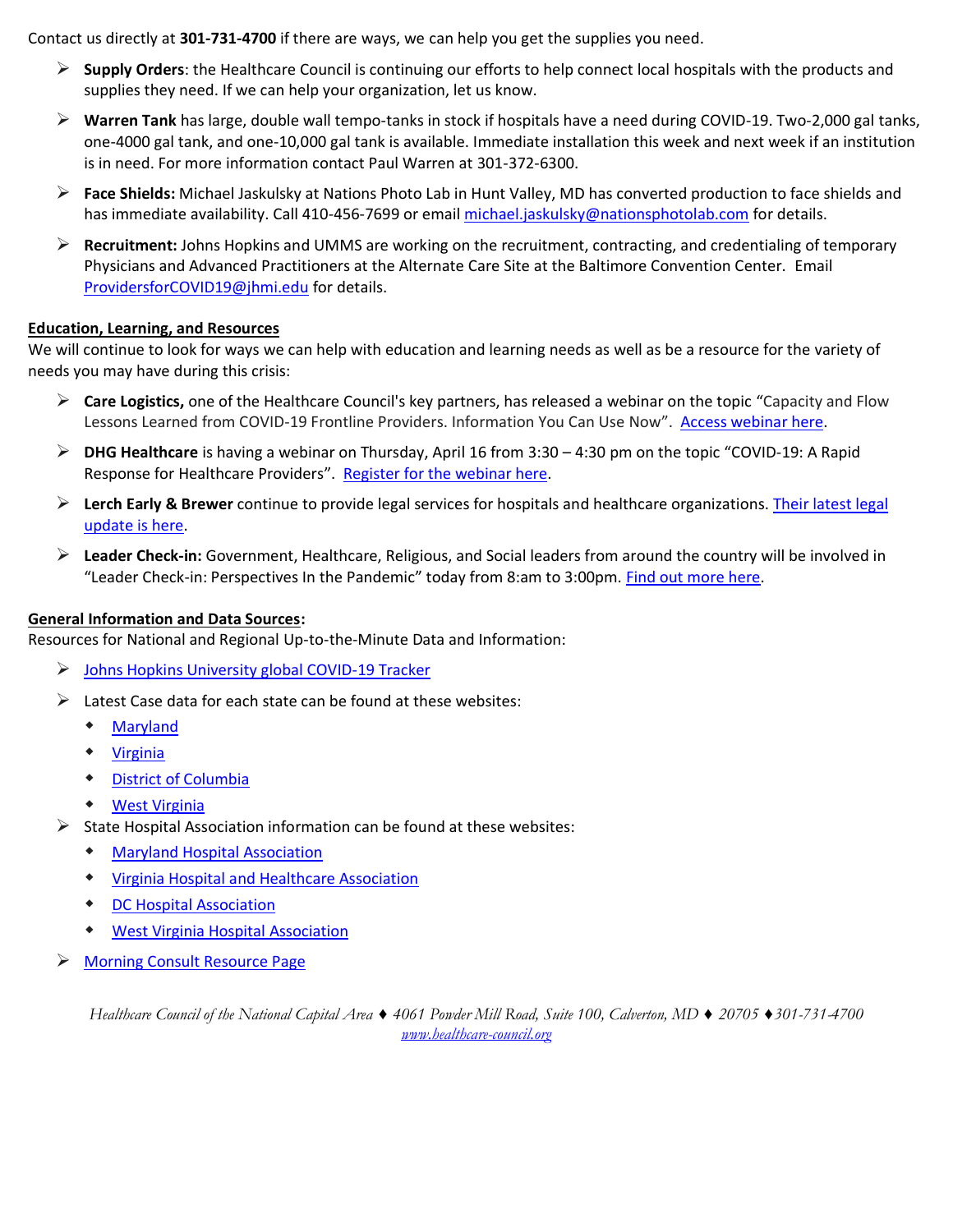Contact us directly at **301-731-4700** if there are ways, we can help you get the supplies you need.

- **Supply Orders**: the Healthcare Council is continuing our efforts to help connect local hospitals with the products and supplies they need. If we can help your organization, let us know.
- **Warren Tank** has large, double wall tempo-tanks in stock if hospitals have a need during COVID-19. Two-2,000 gal tanks, one-4000 gal tank, and one-10,000 gal tank is available. Immediate installation this week and next week if an institution is in need. For more information contact Paul Warren at 301-372-6300.
- **Face Shields:** Michael Jaskulsky at Nations Photo Lab in Hunt Valley, MD has converted production to face shields and has immediate availability. Call 410-456-7699 or email michael.jaskulsky@nationsphotolab.com for details.
- **Recruitment:** Johns Hopkins and UMMS are working on the recruitment, contracting, and credentialing of temporary Physicians and Advanced Practitioners at the Alternate Care Site at the Baltimore Convention Center. Email ProvidersforCOVID19@jhmi.edu for details.

**Education, Learning, and Resources**

We will continue to look for ways we can help with education and learning needs as well as be a resource for the variety of needs you may have during this crisis:

- **Care Logistics,** one of the Healthcare Council's key partners, has released a webinar on the topic "Capacity and Flow Lessons Learned from COVID-19 Frontline Providers. Information You Can Use Now". Access webinar here.
- **DHG Healthcare** is having a webinar on Thursday, April 16 from 3:30 – 4:30 pm on the topic "COVID-19: A Rapid Response for Healthcare Providers". Register for the webinar here.
- **Lerch Early & Brewer** continue to provide legal services for hospitals and healthcare organizations. Their latest legal update is here.
- **Leader Check-in:** Government, Healthcare, Religious, and Social leaders from around the country will be involved in "Leader Check-in: Perspectives In the Pandemic" today from 8:am to 3:00pm. Find out more here.

**General Information and Data Sources:**

Resources for National and Regional Up-to-the-Minute Data and Information:

- Johns Hopkins University global COVID-19 Tracker
- Latest Case data for each state can be found at these websites:
  - Maryland
  - Virginia
  - District of Columbia
  - West Virginia
- State Hospital Association information can be found at these websites:
  - Maryland Hospital Association
  - Virginia Hospital and Healthcare Association
  - DC Hospital Association
  - West Virginia Hospital Association
- Morning Consult Resource Page

*Healthcare Council of the National Capital Area ♦ 4061 Powder Mill Road, Suite 100, Calverton, MD ♦ 20705 ♦301-731-4700*
*www.healthcare-council.org*